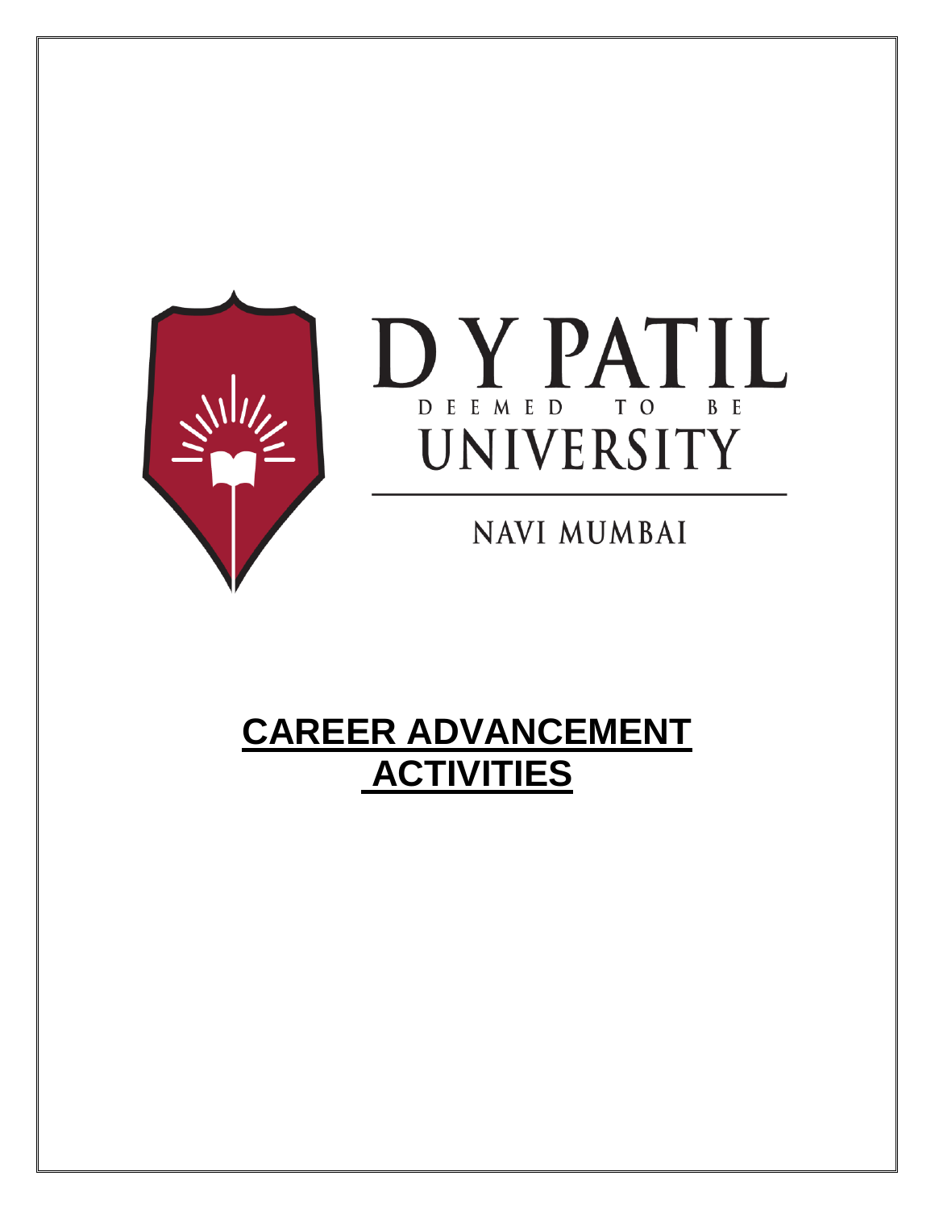D Y PATIL

DEEMED TO BE

UNIVERSITY

NAVI MUMBAI

# CAREER ADVANCEMENT ACTIVITIES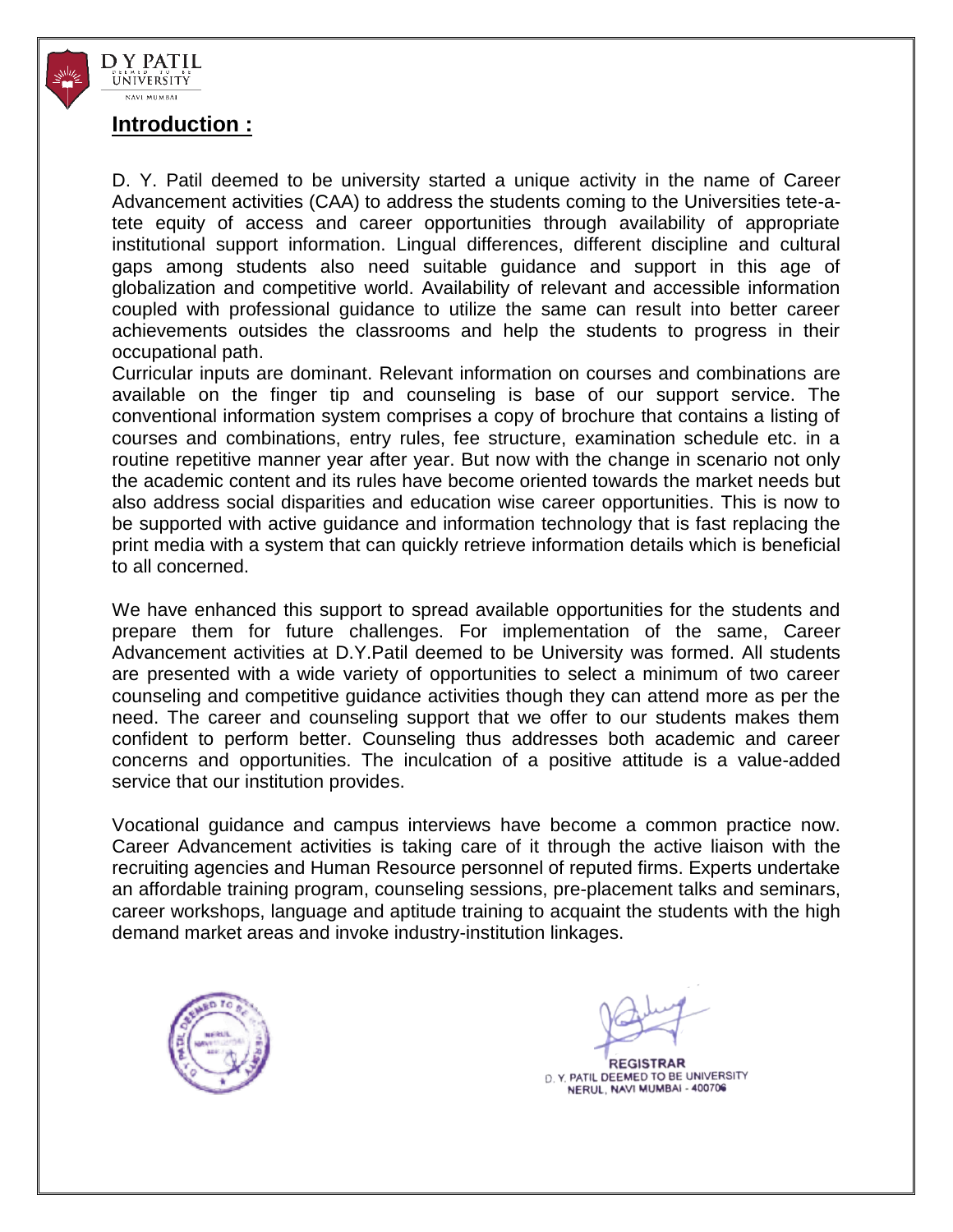## Introduction :

D. Y. Patil deemed to be university started a unique activity in the name of Career Advancement activities (CAA) to address the students coming to the Universities tete-a-tete equity of access and career opportunities through availability of appropriate institutional support information. Lingual differences, different discipline and cultural gaps among students also need suitable guidance and support in this age of globalization and competitive world. Availability of relevant and accessible information coupled with professional guidance to utilize the same can result into better career achievements outsides the classrooms and help the students to progress in their occupational path.

Curricular inputs are dominant. Relevant information on courses and combinations are available on the finger tip and counseling is base of our support service. The conventional information system comprises a copy of brochure that contains a listing of courses and combinations, entry rules, fee structure, examination schedule etc. in a routine repetitive manner year after year. But now with the change in scenario not only the academic content and its rules have become oriented towards the market needs but also address social disparities and education wise career opportunities. This is now to be supported with active guidance and information technology that is fast replacing the print media with a system that can quickly retrieve information details which is beneficial to all concerned.

We have enhanced this support to spread available opportunities for the students and prepare them for future challenges. For implementation of the same, Career Advancement activities at D.Y.Patil deemed to be University was formed. All students are presented with a wide variety of opportunities to select a minimum of two career counseling and competitive guidance activities though they can attend more as per the need. The career and counseling support that we offer to our students makes them confident to perform better. Counseling thus addresses both academic and career concerns and opportunities. The inculcation of a positive attitude is a value-added service that our institution provides.

Vocational guidance and campus interviews have become a common practice now. Career Advancement activities is taking care of it through the active liaison with the recruiting agencies and Human Resource personnel of reputed firms. Experts undertake an affordable training program, counseling sessions, pre-placement talks and seminars, career workshops, language and aptitude training to acquaint the students with the high demand market areas and invoke industry-institution linkages.

REGISTRAR
D. Y. PATIL DEEMED TO BE UNIVERSITY
NERUL, NAVI MUMBAI - 400706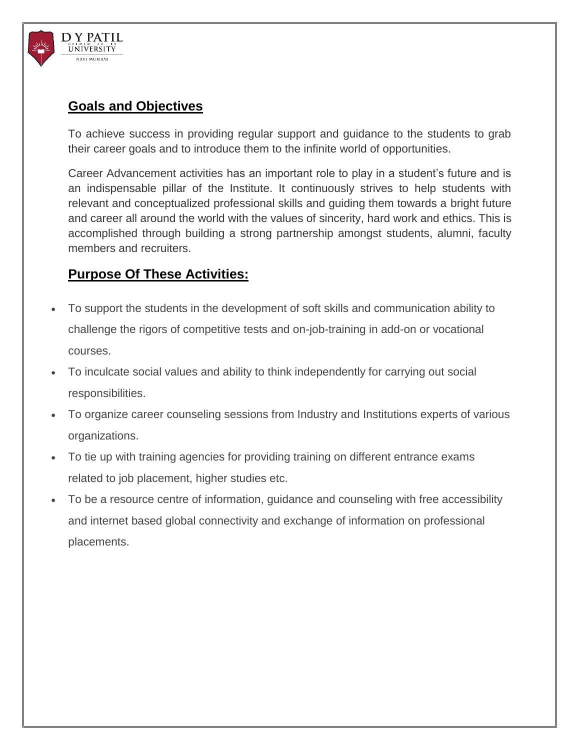## Goals and Objectives

To achieve success in providing regular support and guidance to the students to grab their career goals and to introduce them to the infinite world of opportunities.

Career Advancement activities has an important role to play in a student's future and is an indispensable pillar of the Institute. It continuously strives to help students with relevant and conceptualized professional skills and guiding them towards a bright future and career all around the world with the values of sincerity, hard work and ethics. This is accomplished through building a strong partnership amongst students, alumni, faculty members and recruiters.

## Purpose Of These Activities:

- To support the students in the development of soft skills and communication ability to challenge the rigors of competitive tests and on-job-training in add-on or vocational courses.
- To inculcate social values and ability to think independently for carrying out social responsibilities.
- To organize career counseling sessions from Industry and Institutions experts of various organizations.
- To tie up with training agencies for providing training on different entrance exams related to job placement, higher studies etc.
- To be a resource centre of information, guidance and counseling with free accessibility and internet based global connectivity and exchange of information on professional placements.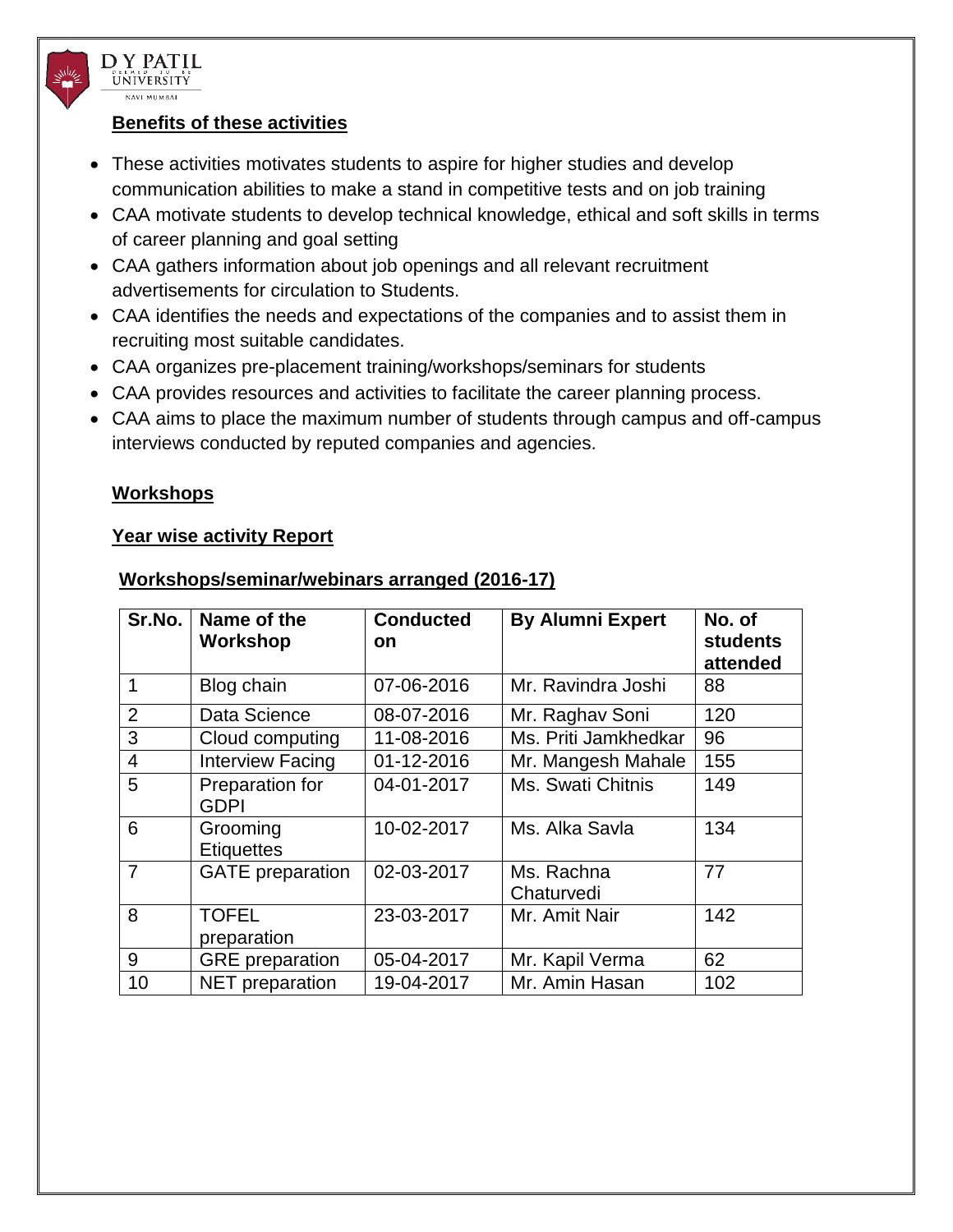**Benefits of these activities**

- These activities motivates students to aspire for higher studies and develop communication abilities to make a stand in competitive tests and on job training
- CAA motivate students to develop technical knowledge, ethical and soft skills in terms of career planning and goal setting
- CAA gathers information about job openings and all relevant recruitment advertisements for circulation to Students.
- CAA identifies the needs and expectations of the companies and to assist them in recruiting most suitable candidates.
- CAA organizes pre-placement training/workshops/seminars for students
- CAA provides resources and activities to facilitate the career planning process.
- CAA aims to place the maximum number of students through campus and off-campus interviews conducted by reputed companies and agencies.

**Workshops**

**Year wise activity Report**

**Workshops/seminar/webinars arranged (2016-17)**

| Sr.No. | Name of the Workshop | Conducted on | By Alumni Expert | No. of students attended |
|---|---|---|---|---|
| 1 | Blog chain | 07-06-2016 | Mr. Ravindra Joshi | 88 |
| 2 | Data Science | 08-07-2016 | Mr. Raghav Soni | 120 |
| 3 | Cloud computing | 11-08-2016 | Ms. Priti Jamkhedkar | 96 |
| 4 | Interview Facing | 01-12-2016 | Mr. Mangesh Mahale | 155 |
| 5 | Preparation for GDPI | 04-01-2017 | Ms. Swati Chitnis | 149 |
| 6 | Grooming Etiquettes | 10-02-2017 | Ms. Alka Savla | 134 |
| 7 | GATE preparation | 02-03-2017 | Ms. Rachna Chaturvedi | 77 |
| 8 | TOFEL preparation | 23-03-2017 | Mr. Amit Nair | 142 |
| 9 | GRE preparation | 05-04-2017 | Mr. Kapil Verma | 62 |
| 10 | NET preparation | 19-04-2017 | Mr. Amin Hasan | 102 |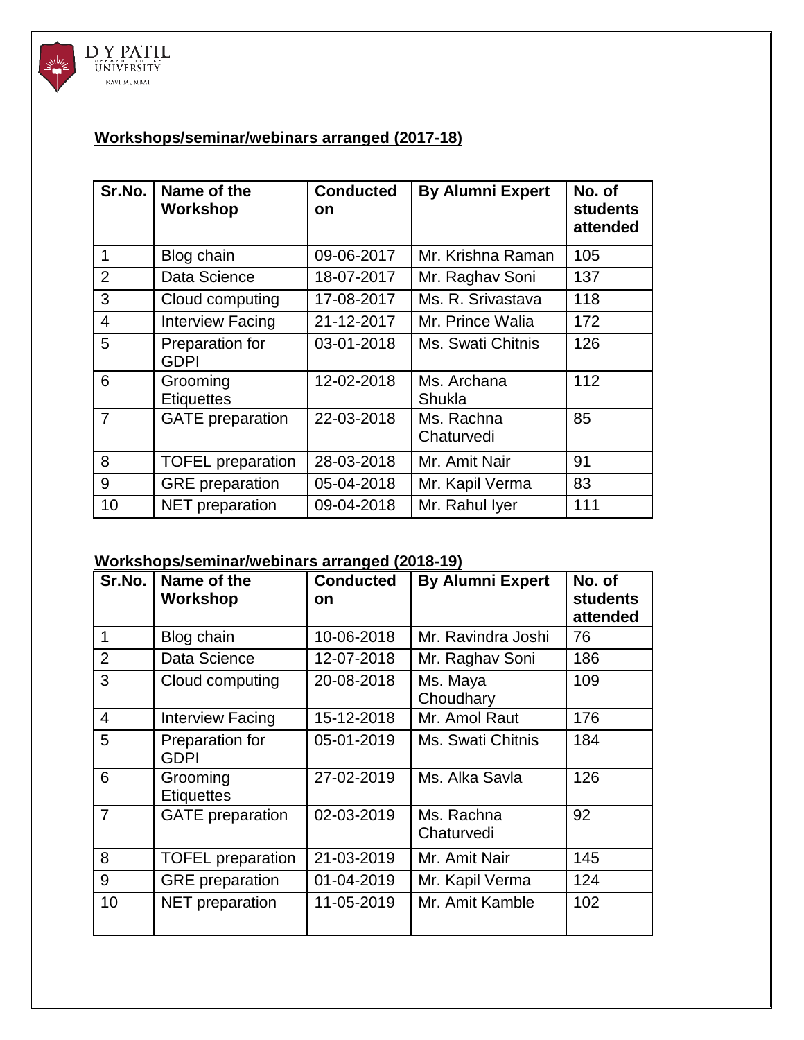## Workshops/seminar/webinars arranged (2017-18)

| Sr.No. | Name of the Workshop | Conducted on | By Alumni Expert | No. of students attended |
|---|---|---|---|---|
| 1 | Blog chain | 09-06-2017 | Mr. Krishna Raman | 105 |
| 2 | Data Science | 18-07-2017 | Mr. Raghav Soni | 137 |
| 3 | Cloud computing | 17-08-2017 | Ms. R. Srivastava | 118 |
| 4 | Interview Facing | 21-12-2017 | Mr. Prince Walia | 172 |
| 5 | Preparation for GDPI | 03-01-2018 | Ms. Swati Chitnis | 126 |
| 6 | Grooming Etiquettes | 12-02-2018 | Ms. Archana Shukla | 112 |
| 7 | GATE preparation | 22-03-2018 | Ms. Rachna Chaturvedi | 85 |
| 8 | TOFEL preparation | 28-03-2018 | Mr. Amit Nair | 91 |
| 9 | GRE preparation | 05-04-2018 | Mr. Kapil Verma | 83 |
| 10 | NET preparation | 09-04-2018 | Mr. Rahul Iyer | 111 |

## Workshops/seminar/webinars arranged (2018-19)

| Sr.No. | Name of the Workshop | Conducted on | By Alumni Expert | No. of students attended |
|---|---|---|---|---|
| 1 | Blog chain | 10-06-2018 | Mr. Ravindra Joshi | 76 |
| 2 | Data Science | 12-07-2018 | Mr. Raghav Soni | 186 |
| 3 | Cloud computing | 20-08-2018 | Ms. Maya Choudhary | 109 |
| 4 | Interview Facing | 15-12-2018 | Mr. Amol Raut | 176 |
| 5 | Preparation for GDPI | 05-01-2019 | Ms. Swati Chitnis | 184 |
| 6 | Grooming Etiquettes | 27-02-2019 | Ms. Alka Savla | 126 |
| 7 | GATE preparation | 02-03-2019 | Ms. Rachna Chaturvedi | 92 |
| 8 | TOFEL preparation | 21-03-2019 | Mr. Amit Nair | 145 |
| 9 | GRE preparation | 01-04-2019 | Mr. Kapil Verma | 124 |
| 10 | NET preparation | 11-05-2019 | Mr. Amit Kamble | 102 |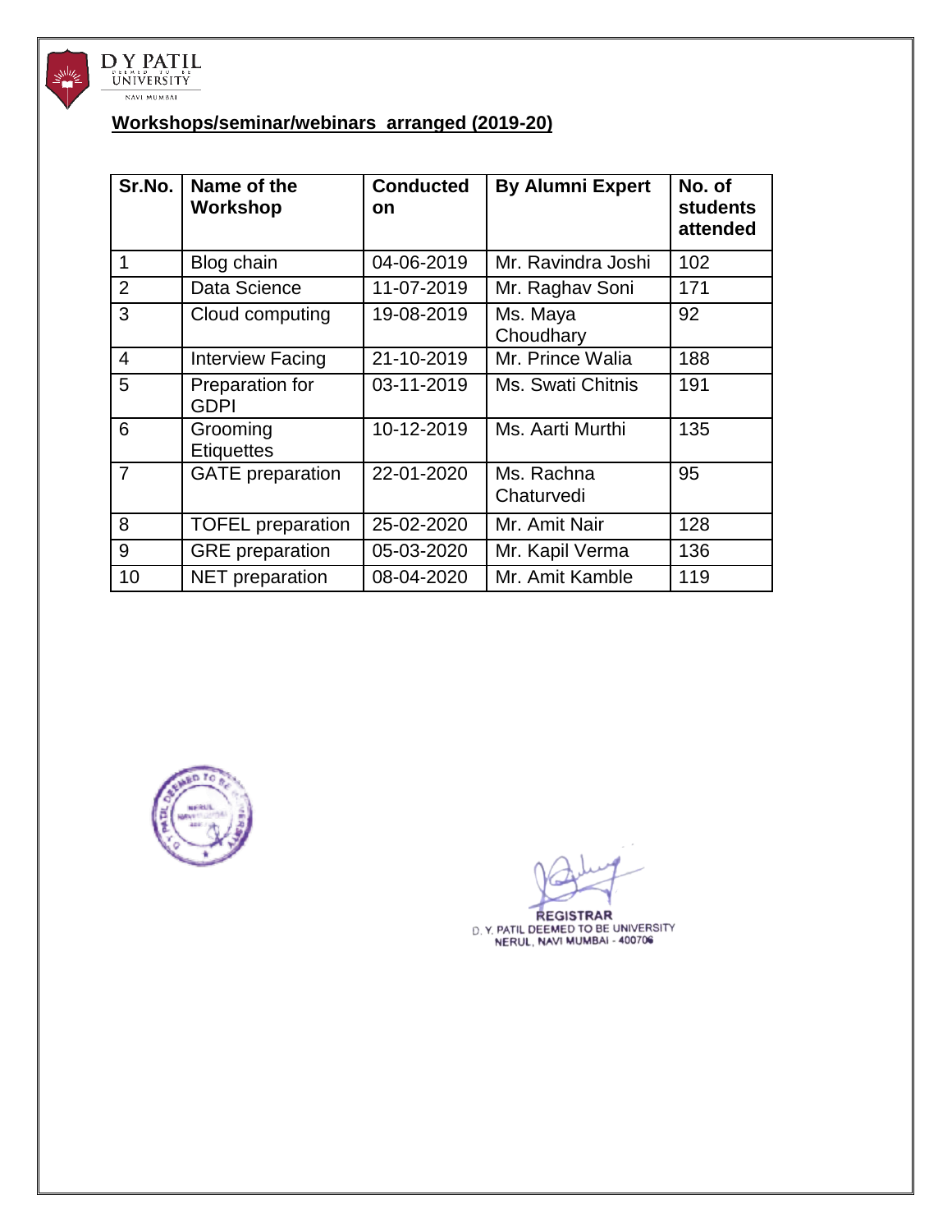**Workshops/seminar/webinars arranged (2019-20)**

| Sr.No. | Name of the Workshop | Conducted on | By Alumni Expert | No. of students attended |
|---|---|---|---|---|
| 1 | Blog chain | 04-06-2019 | Mr. Ravindra Joshi | 102 |
| 2 | Data Science | 11-07-2019 | Mr. Raghav Soni | 171 |
| 3 | Cloud computing | 19-08-2019 | Ms. Maya Choudhary | 92 |
| 4 | Interview Facing | 21-10-2019 | Mr. Prince Walia | 188 |
| 5 | Preparation for GDPI | 03-11-2019 | Ms. Swati Chitnis | 191 |
| 6 | Grooming Etiquettes | 10-12-2019 | Ms. Aarti Murthi | 135 |
| 7 | GATE preparation | 22-01-2020 | Ms. Rachna Chaturvedi | 95 |
| 8 | TOFEL preparation | 25-02-2020 | Mr. Amit Nair | 128 |
| 9 | GRE preparation | 05-03-2020 | Mr. Kapil Verma | 136 |
| 10 | NET preparation | 08-04-2020 | Mr. Amit Kamble | 119 |

REGISTRAR
D. Y. PATIL DEEMED TO BE UNIVERSITY
NERUL, NAVI MUMBAI - 400706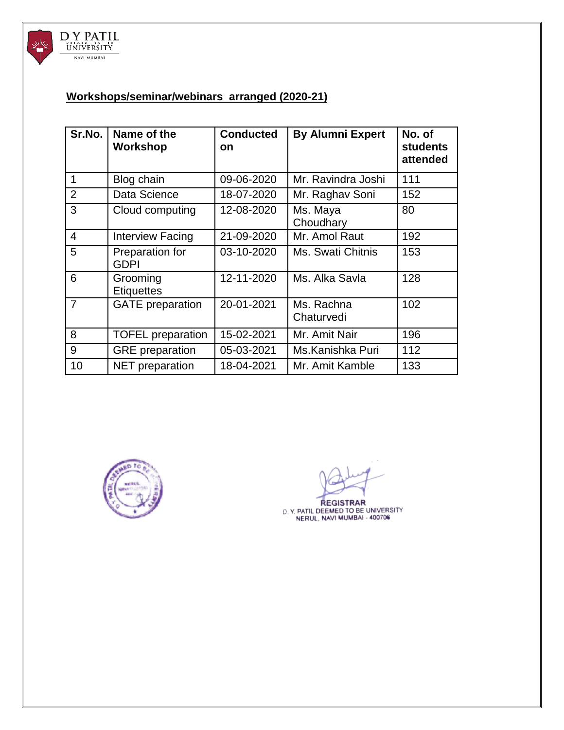## Workshops/seminar/webinars arranged (2020-21)

| Sr.No. | Name of the Workshop | Conducted on | By Alumni Expert | No. of students attended |
|---|---|---|---|---|
| 1 | Blog chain | 09-06-2020 | Mr. Ravindra Joshi | 111 |
| 2 | Data Science | 18-07-2020 | Mr. Raghav Soni | 152 |
| 3 | Cloud computing | 12-08-2020 | Ms. Maya Choudhary | 80 |
| 4 | Interview Facing | 21-09-2020 | Mr. Amol Raut | 192 |
| 5 | Preparation for GDPI | 03-10-2020 | Ms. Swati Chitnis | 153 |
| 6 | Grooming Etiquettes | 12-11-2020 | Ms. Alka Savla | 128 |
| 7 | GATE preparation | 20-01-2021 | Ms. Rachna Chaturvedi | 102 |
| 8 | TOFEL preparation | 15-02-2021 | Mr. Amit Nair | 196 |
| 9 | GRE preparation | 05-03-2021 | Ms.Kanishka Puri | 112 |
| 10 | NET preparation | 18-04-2021 | Mr. Amit Kamble | 133 |

REGISTRAR
D. Y. PATIL DEEMED TO BE UNIVERSITY
NERUL, NAVI MUMBAI - 400706